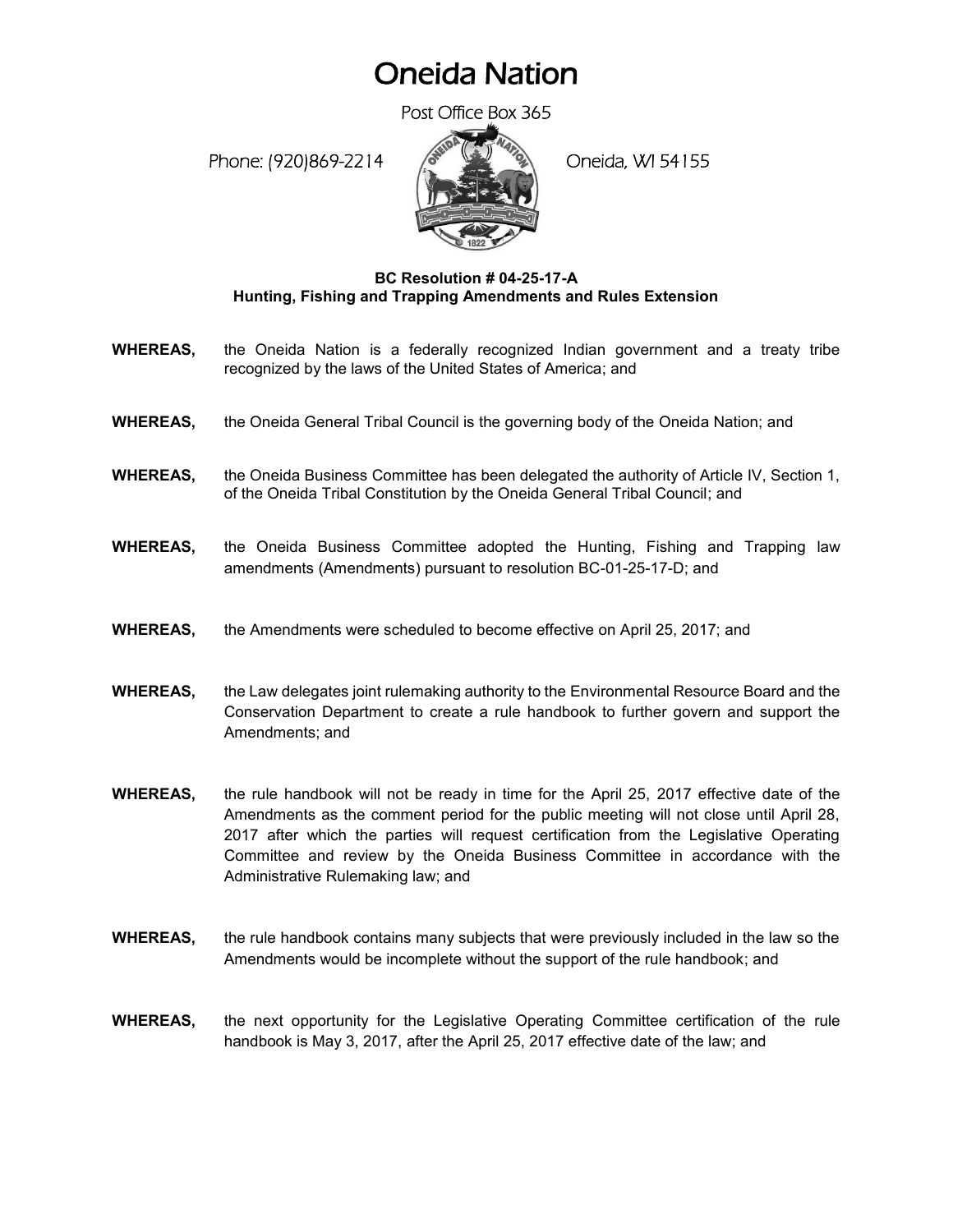# Oneida Nation

Post Office Box 365

Phone: (920)869-2214 Oneida, WI 54155

**BC Resolution # 04-25-17-A**
**Hunting, Fishing and Trapping Amendments and Rules Extension**

**WHEREAS,** the Oneida Nation is a federally recognized Indian government and a treaty tribe recognized by the laws of the United States of America; and

**WHEREAS,** the Oneida General Tribal Council is the governing body of the Oneida Nation; and

**WHEREAS,** the Oneida Business Committee has been delegated the authority of Article IV, Section 1, of the Oneida Tribal Constitution by the Oneida General Tribal Council; and

**WHEREAS,** the Oneida Business Committee adopted the Hunting, Fishing and Trapping law amendments (Amendments) pursuant to resolution BC-01-25-17-D; and

**WHEREAS,** the Amendments were scheduled to become effective on April 25, 2017; and

**WHEREAS,** the Law delegates joint rulemaking authority to the Environmental Resource Board and the Conservation Department to create a rule handbook to further govern and support the Amendments; and

**WHEREAS,** the rule handbook will not be ready in time for the April 25, 2017 effective date of the Amendments as the comment period for the public meeting will not close until April 28, 2017 after which the parties will request certification from the Legislative Operating Committee and review by the Oneida Business Committee in accordance with the Administrative Rulemaking law; and

**WHEREAS,** the rule handbook contains many subjects that were previously included in the law so the Amendments would be incomplete without the support of the rule handbook; and

**WHEREAS,** the next opportunity for the Legislative Operating Committee certification of the rule handbook is May 3, 2017, after the April 25, 2017 effective date of the law; and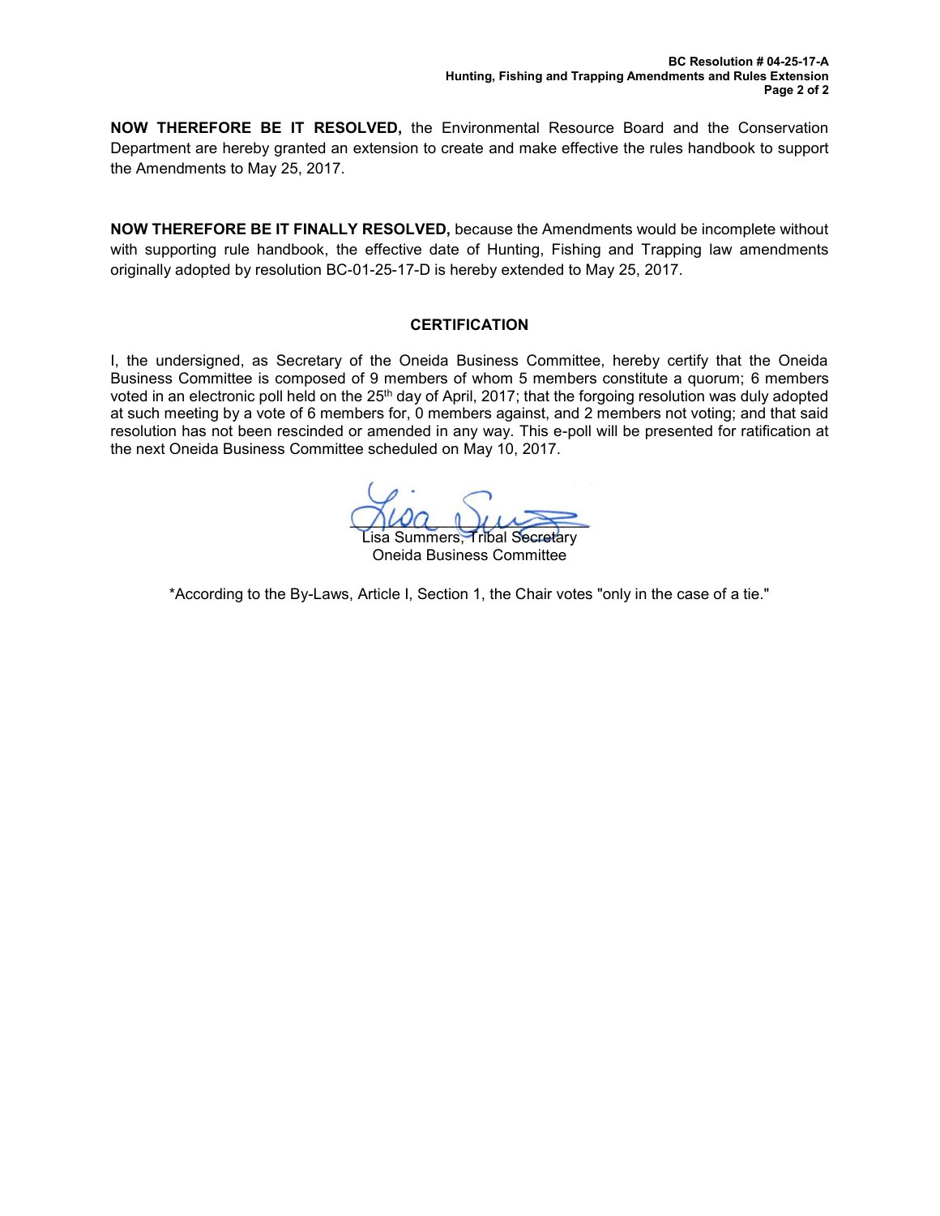**NOW THEREFORE BE IT RESOLVED,** the Environmental Resource Board and the Conservation Department are hereby granted an extension to create and make effective the rules handbook to support the Amendments to May 25, 2017.

**NOW THEREFORE BE IT FINALLY RESOLVED,** because the Amendments would be incomplete without with supporting rule handbook, the effective date of Hunting, Fishing and Trapping law amendments originally adopted by resolution BC-01-25-17-D is hereby extended to May 25, 2017.

## CERTIFICATION

I, the undersigned, as Secretary of the Oneida Business Committee, hereby certify that the Oneida Business Committee is composed of 9 members of whom 5 members constitute a quorum; 6 members voted in an electronic poll held on the 25th day of April, 2017; that the forgoing resolution was duly adopted at such meeting by a vote of 6 members for, 0 members against, and 2 members not voting; and that said resolution has not been rescinded or amended in any way. This e-poll will be presented for ratification at the next Oneida Business Committee scheduled on May 10, 2017.

Lisa Summers, Tribal Secretary
Oneida Business Committee

*According to the By-Laws, Article I, Section 1, the Chair votes "only in the case of a tie."